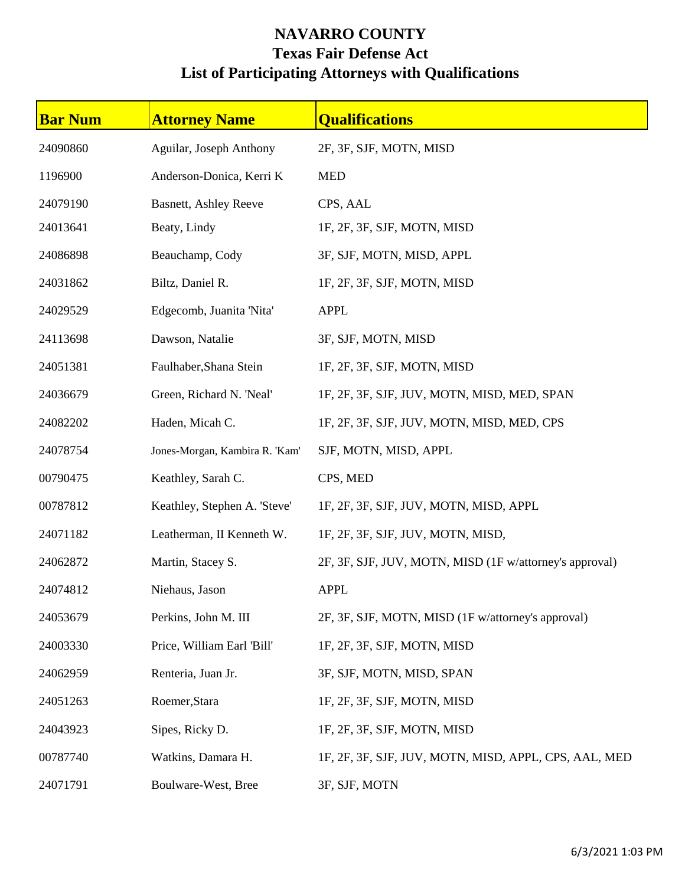# NAVARRO COUNTY
## Texas Fair Defense Act
## List of Participating Attorneys with Qualifications

| Bar Num | Attorney Name | Qualifications |
|---|---|---|
| 24090860 | Aguilar, Joseph Anthony | 2F, 3F, SJF, MOTN, MISD |
| 1196900 | Anderson-Donica, Kerri K | MED |
| 24079190 | Basnett, Ashley Reeve | CPS, AAL |
| 24013641 | Beaty, Lindy | 1F, 2F, 3F, SJF, MOTN, MISD |
| 24086898 | Beauchamp, Cody | 3F, SJF, MOTN, MISD, APPL |
| 24031862 | Biltz, Daniel R. | 1F, 2F, 3F, SJF, MOTN, MISD |
| 24029529 | Edgecomb, Juanita 'Nita' | APPL |
| 24113698 | Dawson, Natalie | 3F, SJF, MOTN, MISD |
| 24051381 | Faulhaber,Shana Stein | 1F, 2F, 3F, SJF, MOTN, MISD |
| 24036679 | Green, Richard N. 'Neal' | 1F, 2F, 3F, SJF, JUV, MOTN, MISD, MED, SPAN |
| 24082202 | Haden, Micah C. | 1F, 2F, 3F, SJF, JUV, MOTN, MISD, MED, CPS |
| 24078754 | Jones-Morgan, Kambira R. 'Kam' | SJF, MOTN, MISD, APPL |
| 00790475 | Keathley, Sarah C. | CPS, MED |
| 00787812 | Keathley, Stephen A. 'Steve' | 1F, 2F, 3F, SJF, JUV, MOTN, MISD, APPL |
| 24071182 | Leatherman, II Kenneth W. | 1F, 2F, 3F, SJF, JUV, MOTN, MISD, |
| 24062872 | Martin, Stacey S. | 2F, 3F, SJF, JUV, MOTN, MISD (1F w/attorney's approval) |
| 24074812 | Niehaus, Jason | APPL |
| 24053679 | Perkins, John M. III | 2F, 3F, SJF, MOTN, MISD (1F w/attorney's approval) |
| 24003330 | Price, William Earl 'Bill' | 1F, 2F, 3F, SJF, MOTN, MISD |
| 24062959 | Renteria, Juan Jr. | 3F, SJF, MOTN, MISD, SPAN |
| 24051263 | Roemer,Stara | 1F, 2F, 3F, SJF, MOTN, MISD |
| 24043923 | Sipes, Ricky D. | 1F, 2F, 3F, SJF, MOTN, MISD |
| 00787740 | Watkins, Damara H. | 1F, 2F, 3F, SJF, JUV, MOTN, MISD, APPL, CPS, AAL, MED |
| 24071791 | Boulware-West, Bree | 3F, SJF, MOTN |

6/3/2021 1:03 PM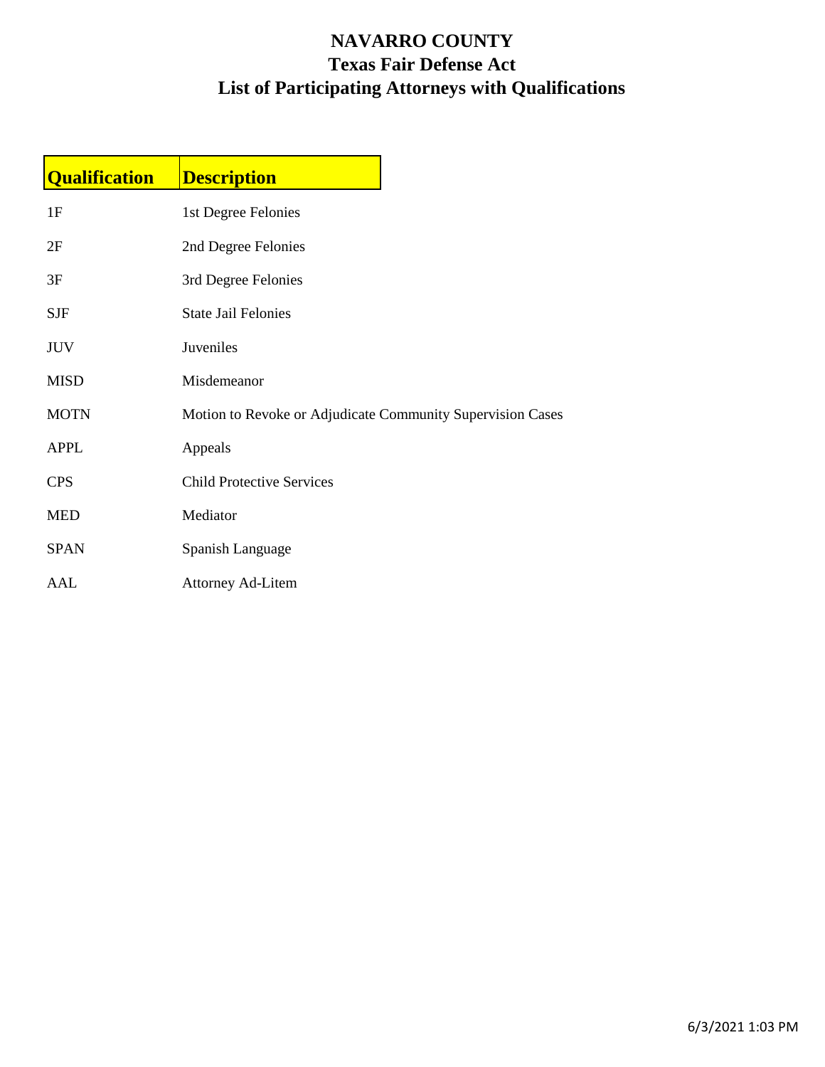# NAVARRO COUNTY
## Texas Fair Defense Act
## List of Participating Attorneys with Qualifications

| Qualification | Description |
| --- | --- |
| 1F | 1st Degree Felonies |
| 2F | 2nd Degree Felonies |
| 3F | 3rd Degree Felonies |
| SJF | State Jail Felonies |
| JUV | Juveniles |
| MISD | Misdemeanor |
| MOTN | Motion to Revoke or Adjudicate Community Supervision Cases |
| APPL | Appeals |
| CPS | Child Protective Services |
| MED | Mediator |
| SPAN | Spanish Language |
| AAL | Attorney Ad-Litem |

6/3/2021 1:03 PM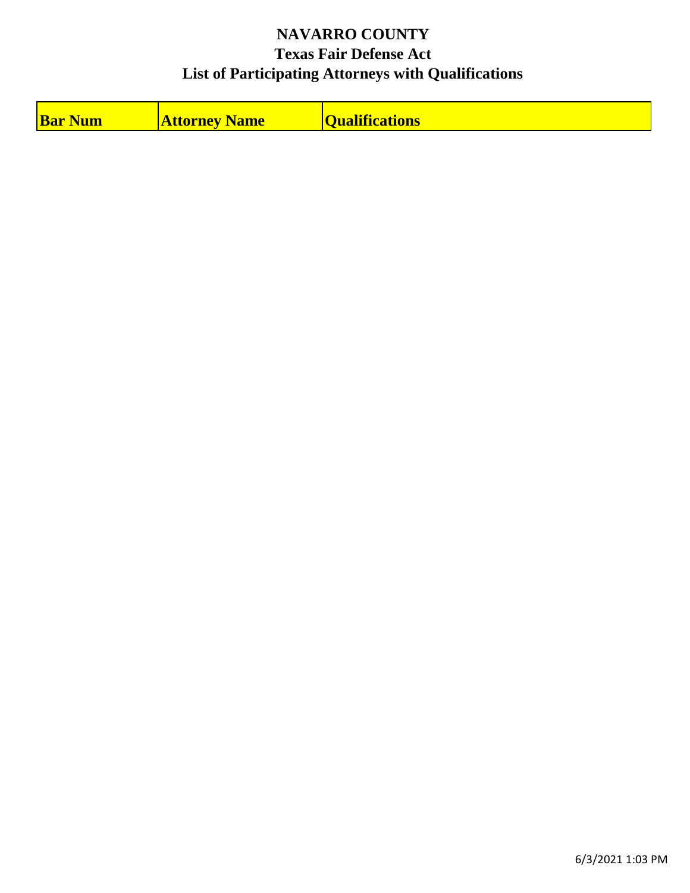# NAVARRO COUNTY

## Texas Fair Defense Act

## List of Participating Attorneys with Qualifications

| **Bar Num** | **Attorney Name** | **Qualifications** |
|---|---|---|

6/3/2021 1:03 PM